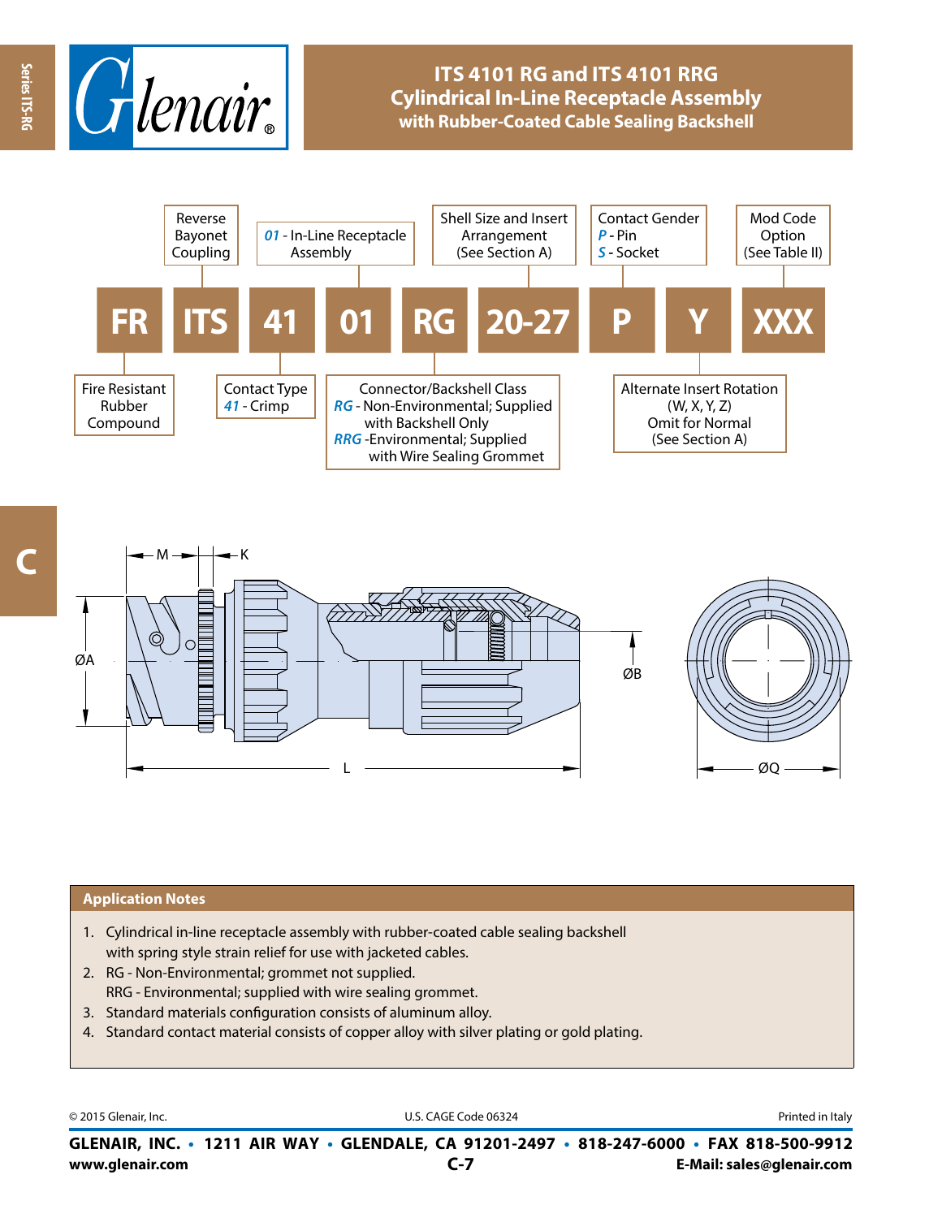# ITS 4101 RG and ITS 4101 RRG Cylindrical In-Line Receptacle Assembly

## with Rubber-Coated Cable Sealing Backshell

| FR | ITS | 41 | 01 | RG | 20-27 | P | Y | XXX |
|---|---|---|---|---|---|---|---|---|
| Fire Resistant Rubber Compound | Reverse Bayonet Coupling | Contact Type *41* - Crimp | *01* - In-Line Receptacle Assembly | Connector/Backshell Class *RG* - Non-Environmental; Supplied with Backshell Only *RRG* -Environmental; Supplied with Wire Sealing Grommet | Shell Size and Insert Arrangement (See Section A) | Contact Gender *P* - Pin *S* - Socket | Alternate Insert Rotation (W, X, Y, Z) Omit for Normal (See Section A) | Mod Code Option (See Table II) |

M K ØA ØB L ØQ

### Application Notes

1. Cylindrical in-line receptacle assembly with rubber-coated cable sealing backshell with spring style strain relief for use with jacketed cables.
2. RG - Non-Environmental; grommet not supplied.
   RRG - Environmental; supplied with wire sealing grommet.
3. Standard materials configuration consists of aluminum alloy.
4. Standard contact material consists of copper alloy with silver plating or gold plating.

© 2015 Glenair, Inc. U.S. CAGE Code 06324 Printed in Italy

**GLENAIR, INC. • 1211 AIR WAY • GLENDALE, CA 91201-2497 • 818-247-6000 • FAX 818-500-9912**

**www.glenair.com** **E-Mail: sales@glenair.com**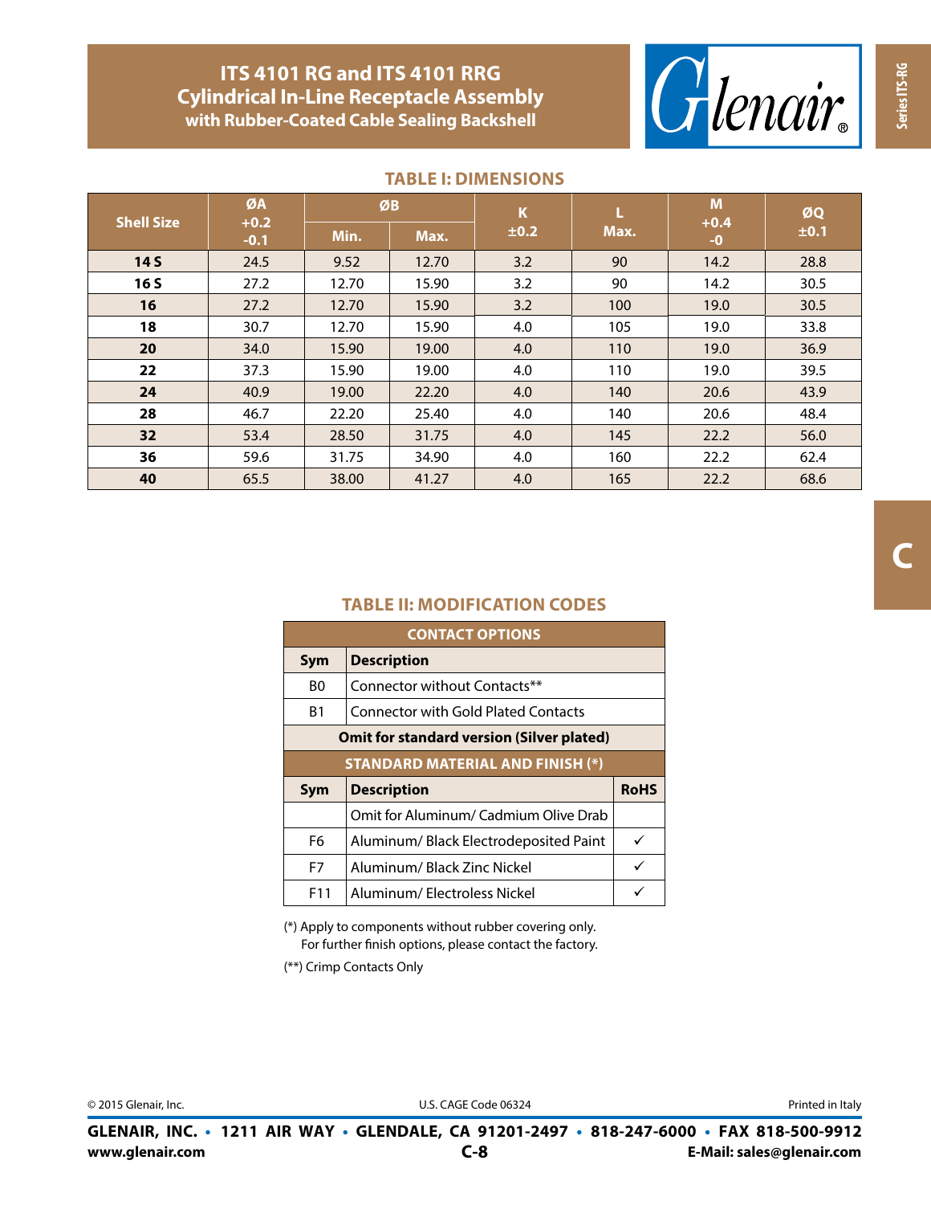# ITS 4101 RG and ITS 4101 RRG Cylindrical In-Line Receptacle Assembly with Rubber-Coated Cable Sealing Backshell

## TABLE I: DIMENSIONS

| Shell Size | ØA +0.2 -0.1 | ØB | | K ±0.2 | L Max. | M +0.4 -0 | ØQ ±0.1 |
|---|---|---|---|---|---|---|---|
| | | Min. | Max. | | | | |
| **14 S** | 24.5 | 9.52 | 12.70 | 3.2 | 90 | 14.2 | 28.8 |
| **16 S** | 27.2 | 12.70 | 15.90 | 3.2 | 90 | 14.2 | 30.5 |
| **16** | 27.2 | 12.70 | 15.90 | 3.2 | 100 | 19.0 | 30.5 |
| **18** | 30.7 | 12.70 | 15.90 | 4.0 | 105 | 19.0 | 33.8 |
| **20** | 34.0 | 15.90 | 19.00 | 4.0 | 110 | 19.0 | 36.9 |
| **22** | 37.3 | 15.90 | 19.00 | 4.0 | 110 | 19.0 | 39.5 |
| **24** | 40.9 | 19.00 | 22.20 | 4.0 | 140 | 20.6 | 43.9 |
| **28** | 46.7 | 22.20 | 25.40 | 4.0 | 140 | 20.6 | 48.4 |
| **32** | 53.4 | 28.50 | 31.75 | 4.0 | 145 | 22.2 | 56.0 |
| **36** | 59.6 | 31.75 | 34.90 | 4.0 | 160 | 22.2 | 62.4 |
| **40** | 65.5 | 38.00 | 41.27 | 4.0 | 165 | 22.2 | 68.6 |

## TABLE II: MODIFICATION CODES

| CONTACT OPTIONS | | |
|---|---|---|
| **Sym** | **Description** | |
| B0 | Connector without Contacts** | |
| B1 | Connector with Gold Plated Contacts | |
| **Omit for standard version (Silver plated)** | | |
| **STANDARD MATERIAL AND FINISH (*)** | | |
| **Sym** | **Description** | **RoHS** |
| | Omit for Aluminum/ Cadmium Olive Drab | |
| F6 | Aluminum/ Black Electrodeposited Paint | ✓ |
| F7 | Aluminum/ Black Zinc Nickel | ✓ |
| F11 | Aluminum/ Electroless Nickel | ✓ |

(*) Apply to components without rubber covering only.
For further finish options, please contact the factory.

(**) Crimp Contacts Only